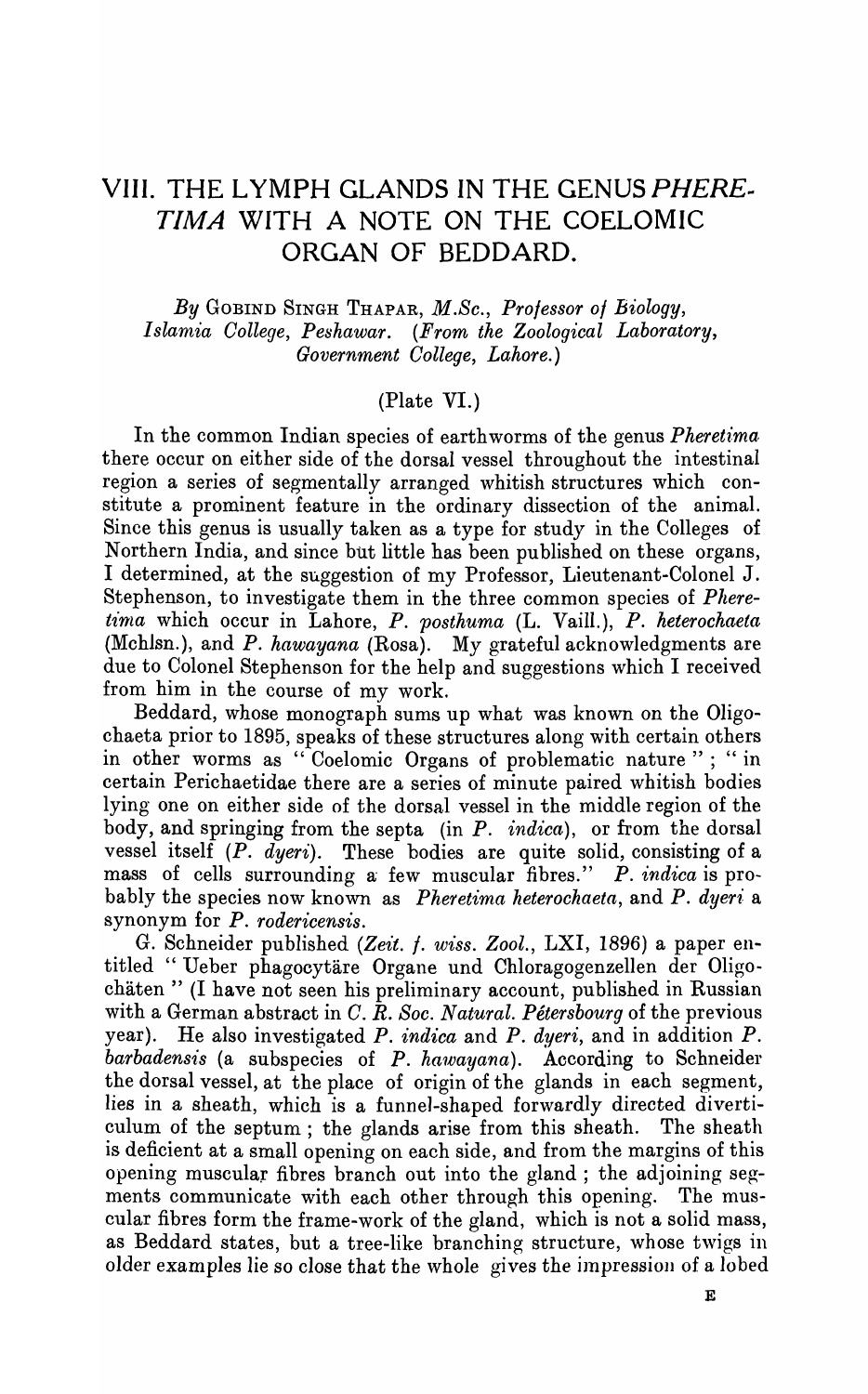# VIII. THE LYMPH GLANDS IN THE GENUS *PHERETIMA* WITH A NOTE ON THE COELOMIC ORGAN OF BEDDARD.

*By* Gobind Singh Thapar, *M.Sc., Professor of Biology, Islamia College, Peshawar.* (*From the Zoological Laboratory, Government College, Lahore.*)

(Plate VI.)

In the common Indian species of earthworms of the genus *Pheretima* there occur on either side of the dorsal vessel throughout the intestinal region a series of segmentally arranged whitish structures which constitute a prominent feature in the ordinary dissection of the animal. Since this genus is usually taken as a type for study in the Colleges of Northern India, and since but little has been published on these organs, I determined, at the suggestion of my Professor, Lieutenant-Colonel J. Stephenson, to investigate them in the three common species of *Pheretima* which occur in Lahore, *P. posthuma* (L. Vaill.), *P. heterochaeta* (Mchlsn.), and *P. hawayana* (Rosa). My grateful acknowledgments are due to Colonel Stephenson for the help and suggestions which I received from him in the course of my work.

Beddard, whose monograph sums up what was known on the Oligochaeta prior to 1895, speaks of these structures along with certain others in other worms as "Coelomic Organs of problematic nature"; "in certain Perichaetidae there are a series of minute paired whitish bodies lying one on either side of the dorsal vessel in the middle region of the body, and springing from the septa (in *P. indica*), or from the dorsal vessel itself (*P. dyeri*). These bodies are quite solid, consisting of a mass of cells surrounding a few muscular fibres." *P. indica* is probably the species now known as *Pheretima heterochaeta*, and *P. dyeri* a synonym for *P. rodericensis*.

G. Schneider published (*Zeit. f. wiss. Zool.*, LXI, 1896) a paper entitled "Ueber phagocytäre Organe und Chloragogenzellen der Oligochäten" (I have not seen his preliminary account, published in Russian with a German abstract in *C. R. Soc. Natural. Pétersbourg* of the previous year). He also investigated *P. indica* and *P. dyeri*, and in addition *P. barbadensis* (a subspecies of *P. hawayana*). According to Schneider the dorsal vessel, at the place of origin of the glands in each segment, lies in a sheath, which is a funnel-shaped forwardly directed diverticulum of the septum; the glands arise from this sheath. The sheath is deficient at a small opening on each side, and from the margins of this opening muscular fibres branch out into the gland; the adjoining segments communicate with each other through this opening. The muscular fibres form the frame-work of the gland, which is not a solid mass, as Beddard states, but a tree-like branching structure, whose twigs in older examples lie so close that the whole gives the impression of a lobed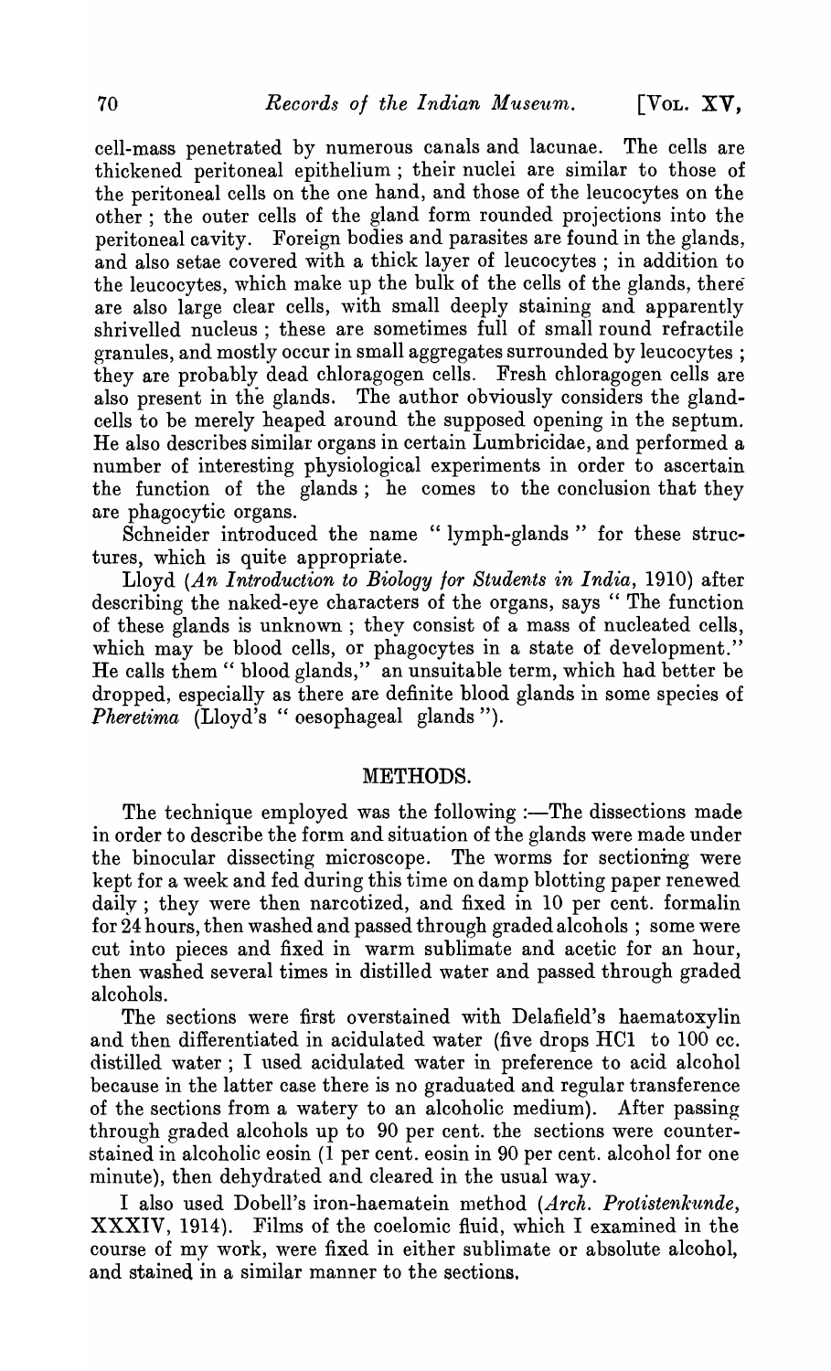cell-mass penetrated by numerous canals and lacunae. The cells are thickened peritoneal epithelium; their nuclei are similar to those of the peritoneal cells on the one hand, and those of the leucocytes on the other; the outer cells of the gland form rounded projections into the peritoneal cavity. Foreign bodies and parasites are found in the glands, and also setae covered with a thick layer of leucocytes; in addition to the leucocytes, which make up the bulk of the cells of the glands, there are also large clear cells, with small deeply staining and apparently shrivelled nucleus; these are sometimes full of small round refractile granules, and mostly occur in small aggregates surrounded by leucocytes; they are probably dead chloragogen cells. Fresh chloragogen cells are also present in the glands. The author obviously considers the gland-cells to be merely heaped around the supposed opening in the septum. He also describes similar organs in certain Lumbricidae, and performed a number of interesting physiological experiments in order to ascertain the function of the glands; he comes to the conclusion that they are phagocytic organs.

Schneider introduced the name "lymph-glands" for these structures, which is quite appropriate.

Lloyd (*An Introduction to Biology for Students in India*, 1910) after describing the naked-eye characters of the organs, says "The function of these glands is unknown; they consist of a mass of nucleated cells, which may be blood cells, or phagocytes in a state of development." He calls them "blood glands," an unsuitable term, which had better be dropped, especially as there are definite blood glands in some species of *Pheretima* (Lloyd's "oesophageal glands").

## METHODS.

The technique employed was the following:—The dissections made in order to describe the form and situation of the glands were made under the binocular dissecting microscope. The worms for sectioning were kept for a week and fed during this time on damp blotting paper renewed daily; they were then narcotized, and fixed in 10 per cent. formalin for 24 hours, then washed and passed through graded alcohols; some were cut into pieces and fixed in warm sublimate and acetic for an hour, then washed several times in distilled water and passed through graded alcohols.

The sections were first overstained with Delafield's haematoxylin and then differentiated in acidulated water (five drops HCl to 100 cc. distilled water; I used acidulated water in preference to acid alcohol because in the latter case there is no graduated and regular transference of the sections from a watery to an alcoholic medium). After passing through graded alcohols up to 90 per cent. the sections were counterstained in alcoholic eosin (1 per cent. eosin in 90 per cent. alcohol for one minute), then dehydrated and cleared in the usual way.

I also used Dobell's iron-haematein method (*Arch. Protistenkunde*, XXXIV, 1914). Films of the coelomic fluid, which I examined in the course of my work, were fixed in either sublimate or absolute alcohol, and stained in a similar manner to the sections.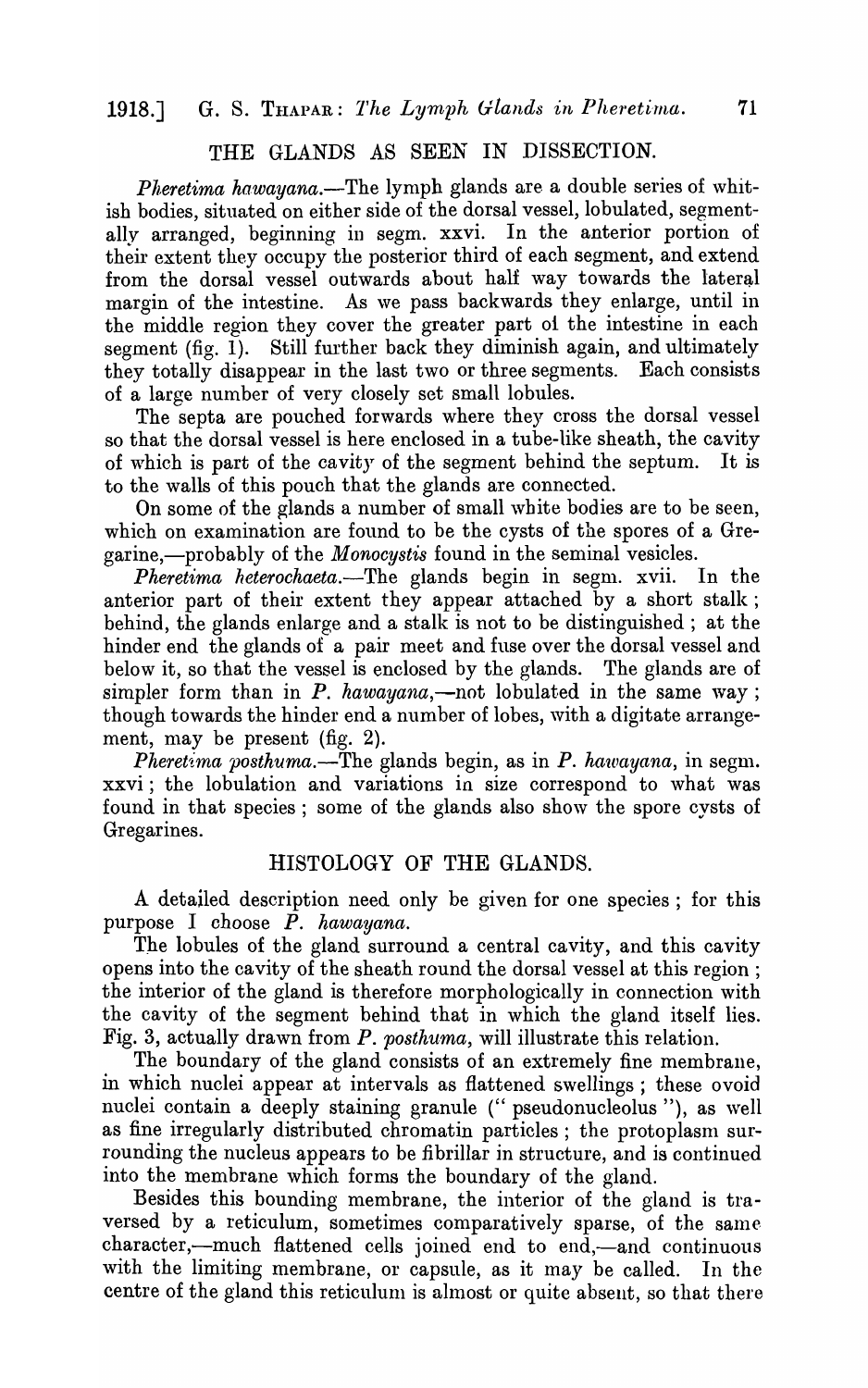## THE GLANDS AS SEEN IN DISSECTION.

*Pheretima hawayana.*—The lymph glands are a double series of whitish bodies, situated on either side of the dorsal vessel, lobulated, segmentally arranged, beginning in segm. xxvi. In the anterior portion of their extent they occupy the posterior third of each segment, and extend from the dorsal vessel outwards about half way towards the lateral margin of the intestine. As we pass backwards they enlarge, until in the middle region they cover the greater part of the intestine in each segment (fig. 1). Still further back they diminish again, and ultimately they totally disappear in the last two or three segments. Each consists of a large number of very closely set small lobules.

The septa are pouched forwards where they cross the dorsal vessel so that the dorsal vessel is here enclosed in a tube-like sheath, the cavity of which is part of the cavity of the segment behind the septum. It is to the walls of this pouch that the glands are connected.

On some of the glands a number of small white bodies are to be seen, which on examination are found to be the cysts of the spores of a Gregarine,—probably of the *Monocystis* found in the seminal vesicles.

*Pheretima heterochaeta.*—The glands begin in segm. xvii. In the anterior part of their extent they appear attached by a short stalk; behind, the glands enlarge and a stalk is not to be distinguished; at the hinder end the glands of a pair meet and fuse over the dorsal vessel and below it, so that the vessel is enclosed by the glands. The glands are of simpler form than in *P. hawayana*,—not lobulated in the same way; though towards the hinder end a number of lobes, with a digitate arrangement, may be present (fig. 2).

*Pheretima posthuma.*—The glands begin, as in *P. hawayana*, in segm. xxvi; the lobulation and variations in size correspond to what was found in that species; some of the glands also show the spore cysts of Gregarines.

## HISTOLOGY OF THE GLANDS.

A detailed description need only be given for one species; for this purpose I choose *P. hawayana*.

The lobules of the gland surround a central cavity, and this cavity opens into the cavity of the sheath round the dorsal vessel at this region; the interior of the gland is therefore morphologically in connection with the cavity of the segment behind that in which the gland itself lies. Fig. 3, actually drawn from *P. posthuma*, will illustrate this relation.

The boundary of the gland consists of an extremely fine membrane, in which nuclei appear at intervals as flattened swellings; these ovoid nuclei contain a deeply staining granule ("pseudonucleolus"), as well as fine irregularly distributed chromatin particles; the protoplasm surrounding the nucleus appears to be fibrillar in structure, and is continued into the membrane which forms the boundary of the gland.

Besides this bounding membrane, the interior of the gland is traversed by a reticulum, sometimes comparatively sparse, of the same character,—much flattened cells joined end to end,—and continuous with the limiting membrane, or capsule, as it may be called. In the centre of the gland this reticulum is almost or quite absent, so that there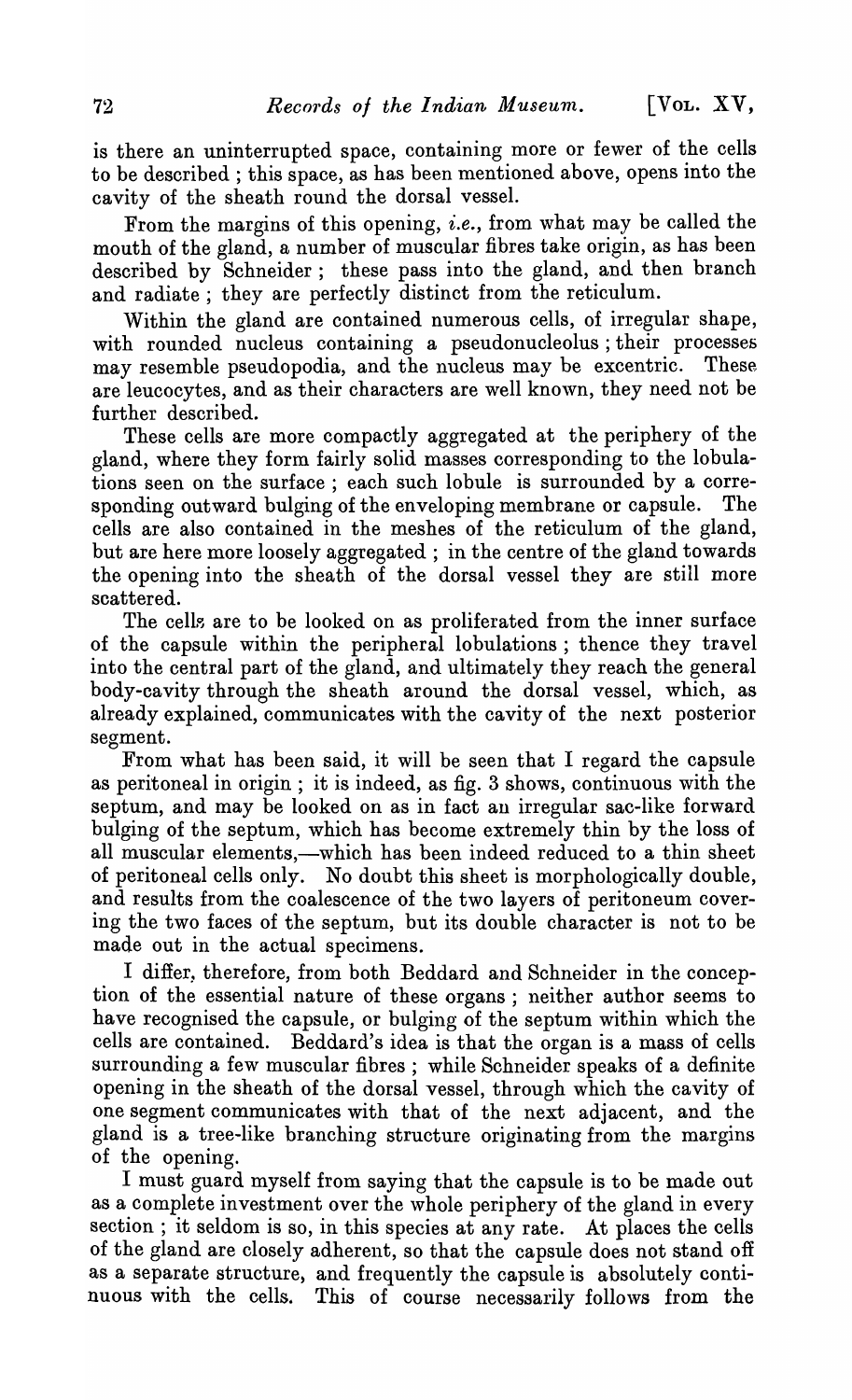is there an uninterrupted space, containing more or fewer of the cells to be described; this space, as has been mentioned above, opens into the cavity of the sheath round the dorsal vessel.

From the margins of this opening, *i.e.*, from what may be called the mouth of the gland, a number of muscular fibres take origin, as has been described by Schneider; these pass into the gland, and then branch and radiate; they are perfectly distinct from the reticulum.

Within the gland are contained numerous cells, of irregular shape, with rounded nucleus containing a pseudonucleolus; their processes may resemble pseudopodia, and the nucleus may be excentric. These are leucocytes, and as their characters are well known, they need not be further described.

These cells are more compactly aggregated at the periphery of the gland, where they form fairly solid masses corresponding to the lobulations seen on the surface; each such lobule is surrounded by a corresponding outward bulging of the enveloping membrane or capsule. The cells are also contained in the meshes of the reticulum of the gland, but are here more loosely aggregated; in the centre of the gland towards the opening into the sheath of the dorsal vessel they are still more scattered.

The cells are to be looked on as proliferated from the inner surface of the capsule within the peripheral lobulations; thence they travel into the central part of the gland, and ultimately they reach the general body-cavity through the sheath around the dorsal vessel, which, as already explained, communicates with the cavity of the next posterior segment.

From what has been said, it will be seen that I regard the capsule as peritoneal in origin; it is indeed, as fig. 3 shows, continuous with the septum, and may be looked on as in fact an irregular sac-like forward bulging of the septum, which has become extremely thin by the loss of all muscular elements,—which has been indeed reduced to a thin sheet of peritoneal cells only. No doubt this sheet is morphologically double, and results from the coalescence of the two layers of peritoneum covering the two faces of the septum, but its double character is not to be made out in the actual specimens.

I differ, therefore, from both Beddard and Schneider in the conception of the essential nature of these organs; neither author seems to have recognised the capsule, or bulging of the septum within which the cells are contained. Beddard's idea is that the organ is a mass of cells surrounding a few muscular fibres; while Schneider speaks of a definite opening in the sheath of the dorsal vessel, through which the cavity of one segment communicates with that of the next adjacent, and the gland is a tree-like branching structure originating from the margins of the opening.

I must guard myself from saying that the capsule is to be made out as a complete investment over the whole periphery of the gland in every section; it seldom is so, in this species at any rate. At places the cells of the gland are closely adherent, so that the capsule does not stand off as a separate structure, and frequently the capsule is absolutely continuous with the cells. This of course necessarily follows from the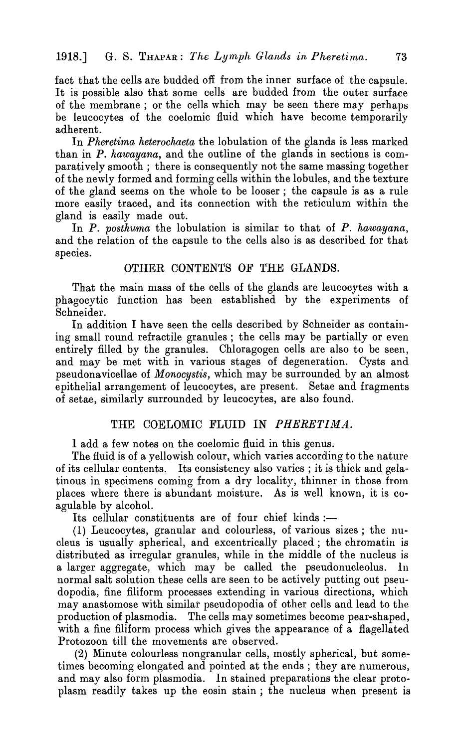fact that the cells are budded off from the inner surface of the capsule. It is possible also that some cells are budded from the outer surface of the membrane ; or the cells which may be seen there may perhaps be leucocytes of the coelomic fluid which have become temporarily adherent.

In *Pheretima heterochaeta* the lobulation of the glands is less marked than in *P. hawayana*, and the outline of the glands in sections is comparatively smooth ; there is consequently not the same massing together of the newly formed and forming cells within the lobules, and the texture of the gland seems on the whole to be looser ; the capsule is as a rule more easily traced, and its connection with the reticulum within the gland is easily made out.

In *P. posthuma* the lobulation is similar to that of *P. hawayana*, and the relation of the capsule to the cells also is as described for that species.

## OTHER CONTENTS OF THE GLANDS.

That the main mass of the cells of the glands are leucocytes with a phagocytic function has been established by the experiments of Schneider.

In addition I have seen the cells described by Schneider as containing small round refractile granules ; the cells may be partially or even entirely filled by the granules. Chloragogen cells are also to be seen, and may be met with in various stages of degeneration. Cysts and pseudonavicellae of *Monocystis*, which may be surrounded by an almost epithelial arrangement of leucocytes, are present. Setae and fragments of setae, similarly surrounded by leucocytes, are also found.

## THE COELOMIC FLUID IN *PHERETIMA*.

I add a few notes on the coelomic fluid in this genus.

The fluid is of a yellowish colour, which varies according to the nature of its cellular contents. Its consistency also varies ; it is thick and gelatinous in specimens coming from a dry locality, thinner in those from places where there is abundant moisture. As is well known, it is coagulable by alcohol.

Its cellular constituents are of four chief kinds :—

(1) Leucocytes, granular and colourless, of various sizes ; the nucleus is usually spherical, and excentrically placed ; the chromatin is distributed as irregular granules, while in the middle of the nucleus is a larger aggregate, which may be called the pseudonucleolus. In normal salt solution these cells are seen to be actively putting out pseudopodia, fine filiform processes extending in various directions, which may anastomose with similar pseudopodia of other cells and lead to the production of plasmodia. The cells may sometimes become pear-shaped, with a fine filiform process which gives the appearance of a flagellated Protozoon till the movements are observed.

(2) Minute colourless nongranular cells, mostly spherical, but sometimes becoming elongated and pointed at the ends ; they are numerous, and may also form plasmodia. In stained preparations the clear protoplasm readily takes up the eosin stain ; the nucleus when present is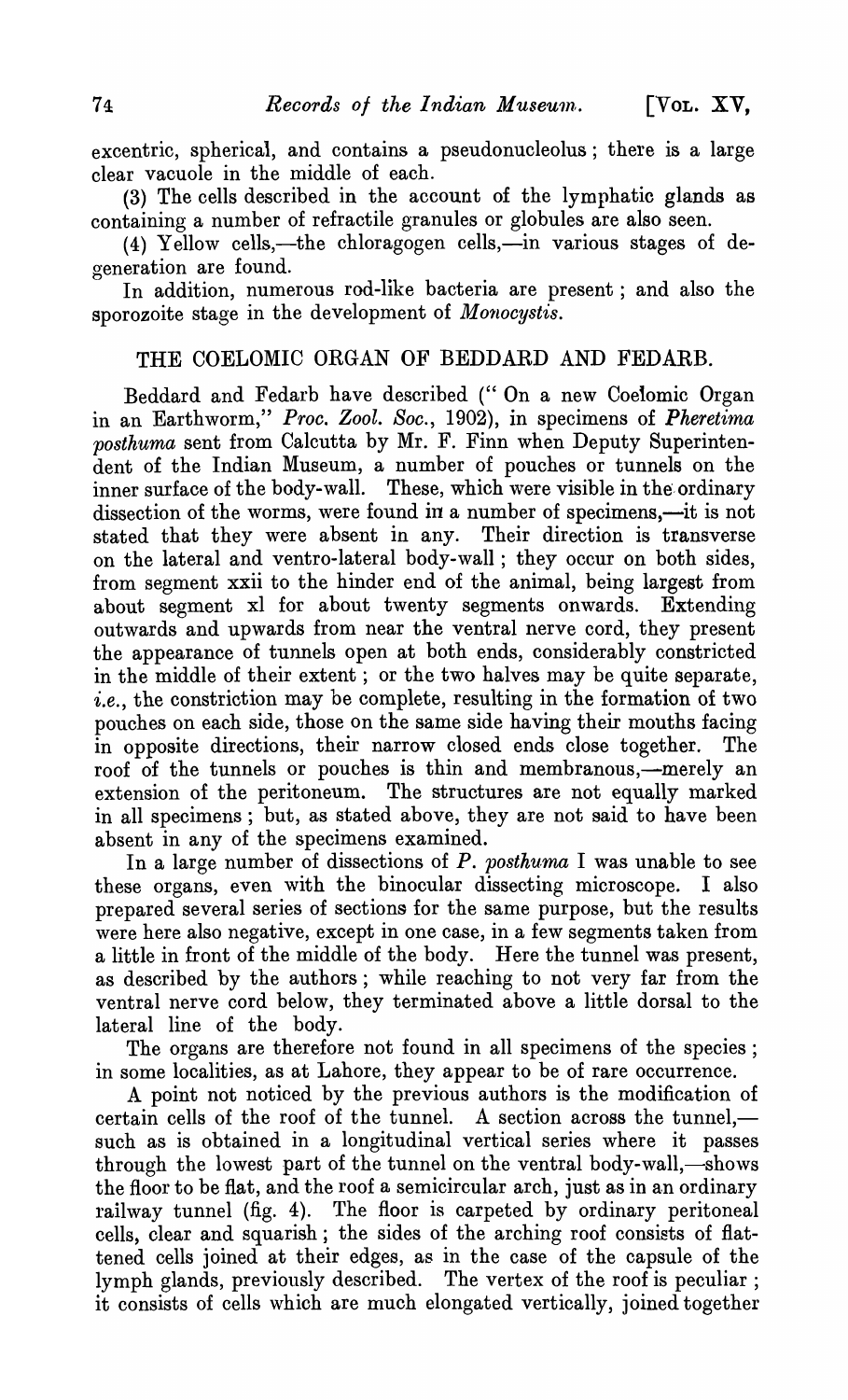excentric, spherical, and contains a pseudonucleolus; there is a large clear vacuole in the middle of each.

(3) The cells described in the account of the lymphatic glands as containing a number of refractile granules or globules are also seen.

(4) Yellow cells,—the chloragogen cells,—in various stages of degeneration are found.

In addition, numerous rod-like bacteria are present; and also the sporozoite stage in the development of *Monocystis*.

## THE COELOMIC ORGAN OF BEDDARD AND FEDARB.

Beddard and Fedarb have described ("On a new Coelomic Organ in an Earthworm," *Proc. Zool. Soc.*, 1902), in specimens of *Pheretima posthuma* sent from Calcutta by Mr. F. Finn when Deputy Superintendent of the Indian Museum, a number of pouches or tunnels on the inner surface of the body-wall. These, which were visible in the ordinary dissection of the worms, were found in a number of specimens,—it is not stated that they were absent in any. Their direction is transverse on the lateral and ventro-lateral body-wall; they occur on both sides, from segment xxii to the hinder end of the animal, being largest from about segment xl for about twenty segments onwards. Extending outwards and upwards from near the ventral nerve cord, they present the appearance of tunnels open at both ends, considerably constricted in the middle of their extent; or the two halves may be quite separate, *i.e.*, the constriction may be complete, resulting in the formation of two pouches on each side, those on the same side having their mouths facing in opposite directions, their narrow closed ends close together. The roof of the tunnels or pouches is thin and membranous,—merely an extension of the peritoneum. The structures are not equally marked in all specimens; but, as stated above, they are not said to have been absent in any of the specimens examined.

In a large number of dissections of *P. posthuma* I was unable to see these organs, even with the binocular dissecting microscope. I also prepared several series of sections for the same purpose, but the results were here also negative, except in one case, in a few segments taken from a little in front of the middle of the body. Here the tunnel was present, as described by the authors; while reaching to not very far from the ventral nerve cord below, they terminated above a little dorsal to the lateral line of the body.

The organs are therefore not found in all specimens of the species; in some localities, as at Lahore, they appear to be of rare occurrence.

A point not noticed by the previous authors is the modification of certain cells of the roof of the tunnel. A section across the tunnel,—such as is obtained in a longitudinal vertical series where it passes through the lowest part of the tunnel on the ventral body-wall,—shows the floor to be flat, and the roof a semicircular arch, just as in an ordinary railway tunnel (fig. 4). The floor is carpeted by ordinary peritoneal cells, clear and squarish; the sides of the arching roof consists of flattened cells joined at their edges, as in the case of the capsule of the lymph glands, previously described. The vertex of the roof is peculiar; it consists of cells which are much elongated vertically, joined together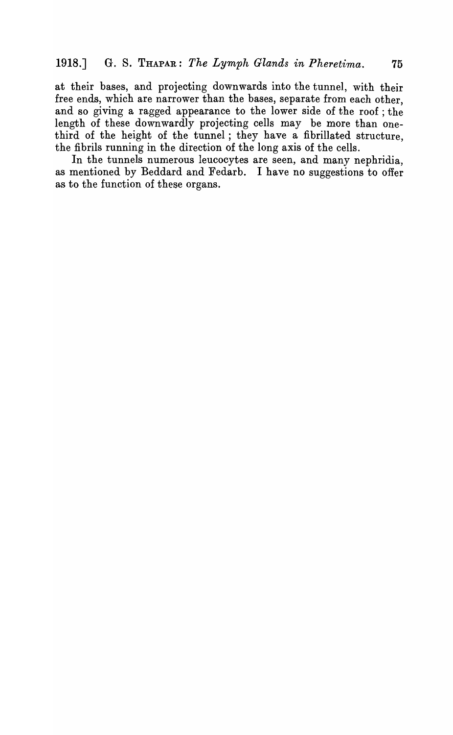at their bases, and projecting downwards into the tunnel, with their free ends, which are narrower than the bases, separate from each other, and so giving a ragged appearance to the lower side of the roof; the length of these downwardly projecting cells may be more than one-third of the height of the tunnel; they have a fibrillated structure, the fibrils running in the direction of the long axis of the cells.

In the tunnels numerous leucocytes are seen, and many nephridia, as mentioned by Beddard and Fedarb. I have no suggestions to offer as to the function of these organs.